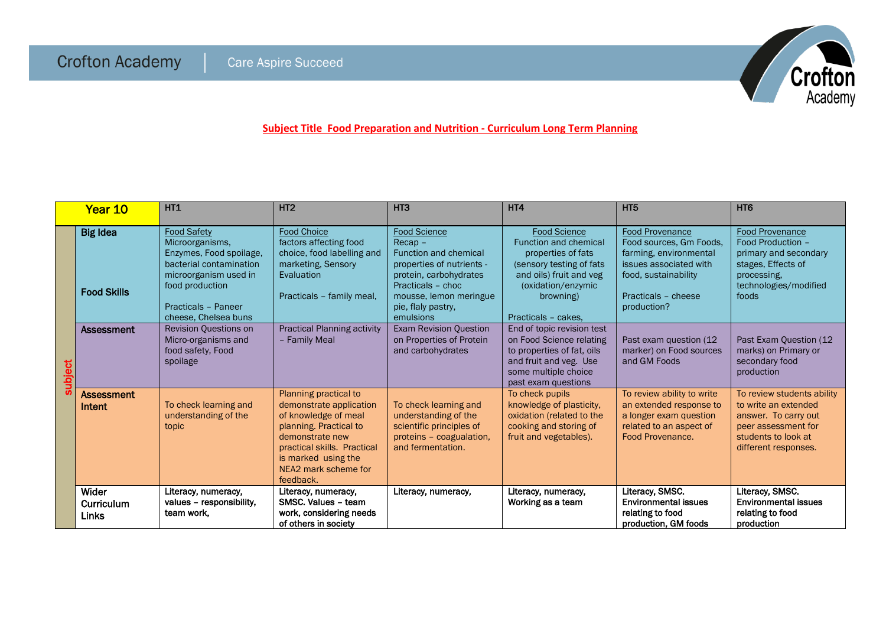Crofton Academy | Care Aspire Succeed

**Subject Title Food Preparation and Nutrition - Curriculum Long Term Planning**

| | Year 10 | HT1 | HT2 | HT3 | HT4 | HT5 | HT6 |
|---|---|---|---|---|---|---|---|
| subject | **Big Idea**<br><br>**Food Skills** | Food Safety<br>Microorganisms, Enzymes, Food spoilage, bacterial contamination microorganism used in food production<br><br>Practicals – Paneer cheese, Chelsea buns | Food Choice<br>factors affecting food choice, food labelling and marketing, Sensory Evaluation<br><br>Practicals – family meal, | Food Science<br>Recap –<br>Function and chemical properties of nutrients - protein, carbohydrates<br>Practicals – choc mousse, lemon meringue pie, flaly pastry, emulsions | Food Science<br>Function and chemical properties of fats (sensory testing of fats and oils) fruit and veg (oxidation/enzymic browning)<br><br>Practicals – cakes, | Food Provenance<br>Food sources, Gm Foods, farming, environmental issues associated with food, sustainability<br><br>Practicals – cheese production? | Food Provenance<br>Food Production – primary and secondary stages, Effects of processing, technologies/modified foods |
| | **Assessment** | Revision Questions on Micro-organisms and food safety, Food spoilage | Practical Planning activity – Family Meal | Exam Revision Question on Properties of Protein and carbohydrates | End of topic revision test on Food Science relating to properties of fat, oils and fruit and veg. Use some multiple choice past exam questions | Past exam question (12 marker) on Food sources and GM Foods | Past Exam Question (12 marks) on Primary or secondary food production |
| | **Assessment Intent** | To check learning and understanding of the topic | Planning practical to demonstrate application of knowledge of meal planning. Practical to demonstrate new practical skills. Practical is marked using the NEA2 mark scheme for feedback. | To check learning and understanding of the scientific principles of proteins – coagulation, and fermentation. | To check pupils knowledge of plasticity, oxidation (related to the cooking and storing of fruit and vegetables). | To review ability to write an extended response to a longer exam question related to an aspect of Food Provenance. | To review students ability to write an extended answer. To carry out peer assessment for students to look at different responses. |
| | **Wider Curriculum Links** | **Literacy, numeracy, values – responsibility, team work,** | **Literacy, numeracy, SMSC. Values – team work, considering needs of others in society** | **Literacy, numeracy,** | **Literacy, numeracy, Working as a team** | **Literacy, SMSC. Environmental issues relating to food production, GM foods** | **Literacy, SMSC. Environmental issues relating to food production** |